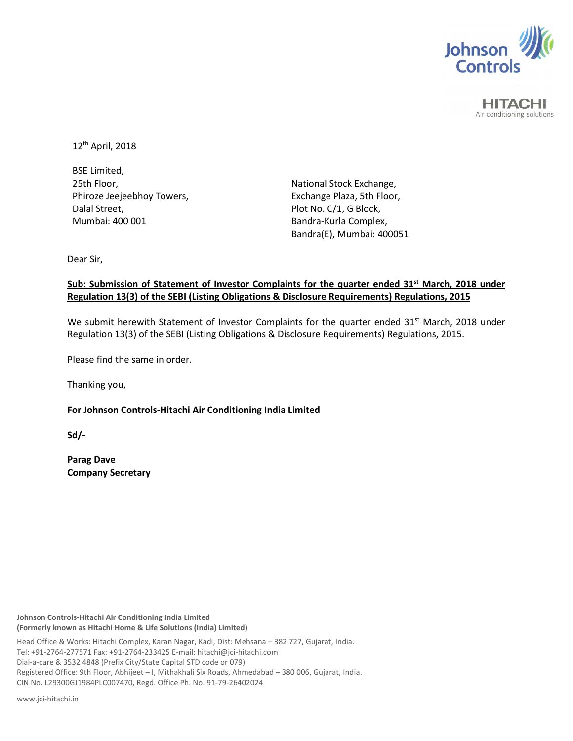12th April, 2018

BSE Limited,
25th Floor,
Phiroze Jeejeebhoy Towers,
Dalal Street,
Mumbai: 400 001

National Stock Exchange,
Exchange Plaza, 5th Floor,
Plot No. C/1, G Block,
Bandra-Kurla Complex,
Bandra(E), Mumbai: 400051

Dear Sir,

**Sub: Submission of Statement of Investor Complaints for the quarter ended 31st March, 2018 under Regulation 13(3) of the SEBI (Listing Obligations & Disclosure Requirements) Regulations, 2015**

We submit herewith Statement of Investor Complaints for the quarter ended 31st March, 2018 under Regulation 13(3) of the SEBI (Listing Obligations & Disclosure Requirements) Regulations, 2015.

Please find the same in order.

Thanking you,

**For Johnson Controls-Hitachi Air Conditioning India Limited**

**Sd/-**

**Parag Dave**
**Company Secretary**

**Johnson Controls-Hitachi Air Conditioning India Limited**
**(Formerly known as Hitachi Home & Life Solutions (India) Limited)**

Head Office & Works: Hitachi Complex, Karan Nagar, Kadi, Dist: Mehsana – 382 727, Gujarat, India.
Tel: +91-2764-277571 Fax: +91-2764-233425 E-mail: hitachi@jci-hitachi.com
Dial-a-care & 3532 4848 (Prefix City/State Capital STD code or 079)
Registered Office: 9th Floor, Abhijeet – I, Mithakhali Six Roads, Ahmedabad – 380 006, Gujarat, India.
CIN No. L29300GJ1984PLC007470, Regd. Office Ph. No. 91-79-26402024

www.jci-hitachi.in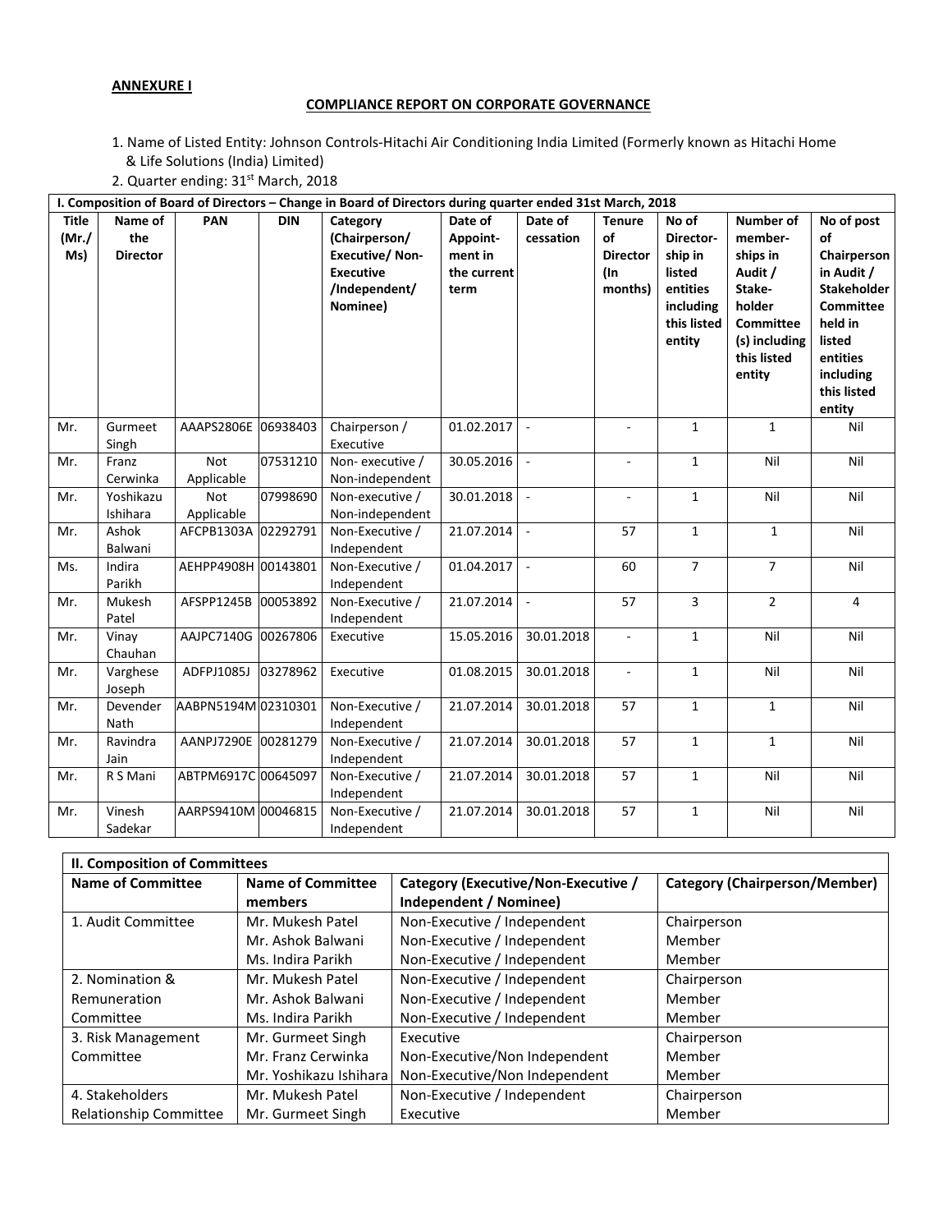**ANNEXURE I**

**COMPLIANCE REPORT ON CORPORATE GOVERNANCE**

1. Name of Listed Entity: Johnson Controls-Hitachi Air Conditioning India Limited (Formerly known as Hitachi Home & Life Solutions (India) Limited)
2. Quarter ending: 31st March, 2018

| **I. Composition of Board of Directors – Change in Board of Directors during quarter ended 31st March, 2018** | | | | | | | | | | |
|---|---|---|---|---|---|---|---|---|---|---|
| **Title (Mr./ Ms)** | **Name of the Director** | **PAN** | **DIN** | **Category (Chairperson/ Executive/ Non-Executive /Independent/ Nominee)** | **Date of Appoint-ment in the current term** | **Date of cessation** | **Tenure of Director (In months)** | **No of Director-ship in listed entities including this listed entity** | **Number of member-ships in Audit / Stake-holder Committee (s) including this listed entity** | **No of post of Chairperson in Audit / Stakeholder Committee held in listed entities including this listed entity** |
| Mr. | Gurmeet Singh | AAAPS2806E | 06938403 | Chairperson / Executive | 01.02.2017 | - | - | 1 | 1 | Nil |
| Mr. | Franz Cerwinka | Not Applicable | 07531210 | Non- executive / Non-independent | 30.05.2016 | - | - | 1 | Nil | Nil |
| Mr. | Yoshikazu Ishihara | Not Applicable | 07998690 | Non-executive / Non-independent | 30.01.2018 | - | - | 1 | Nil | Nil |
| Mr. | Ashok Balwani | AFCPB1303A | 02292791 | Non-Executive / Independent | 21.07.2014 | - | 57 | 1 | 1 | Nil |
| Ms. | Indira Parikh | AEHPP4908H | 00143801 | Non-Executive / Independent | 01.04.2017 | - | 60 | 7 | 7 | Nil |
| Mr. | Mukesh Patel | AFSPP1245B | 00053892 | Non-Executive / Independent | 21.07.2014 | - | 57 | 3 | 2 | 4 |
| Mr. | Vinay Chauhan | AAJPC7140G | 00267806 | Executive | 15.05.2016 | 30.01.2018 | - | 1 | Nil | Nil |
| Mr. | Varghese Joseph | ADFPJ1085J | 03278962 | Executive | 01.08.2015 | 30.01.2018 | - | 1 | Nil | Nil |
| Mr. | Devender Nath | AABPN5194M | 02310301 | Non-Executive / Independent | 21.07.2014 | 30.01.2018 | 57 | 1 | 1 | Nil |
| Mr. | Ravindra Jain | AANPJ7290E | 00281279 | Non-Executive / Independent | 21.07.2014 | 30.01.2018 | 57 | 1 | 1 | Nil |
| Mr. | R S Mani | ABTPM6917C | 00645097 | Non-Executive / Independent | 21.07.2014 | 30.01.2018 | 57 | 1 | Nil | Nil |
| Mr. | Vinesh Sadekar | AARPS9410M | 00046815 | Non-Executive / Independent | 21.07.2014 | 30.01.2018 | 57 | 1 | Nil | Nil |

| **II. Composition of Committees** | | | |
|---|---|---|---|
| **Name of Committee** | **Name of Committee members** | **Category (Executive/Non-Executive / Independent / Nominee)** | **Category (Chairperson/Member)** |
| 1. Audit Committee | Mr. Mukesh Patel | Non-Executive / Independent | Chairperson |
| | Mr. Ashok Balwani | Non-Executive / Independent | Member |
| | Ms. Indira Parikh | Non-Executive / Independent | Member |
| 2. Nomination & Remuneration Committee | Mr. Mukesh Patel | Non-Executive / Independent | Chairperson |
| | Mr. Ashok Balwani | Non-Executive / Independent | Member |
| | Ms. Indira Parikh | Non-Executive / Independent | Member |
| 3. Risk Management Committee | Mr. Gurmeet Singh | Executive | Chairperson |
| | Mr. Franz Cerwinka | Non-Executive/Non Independent | Member |
| | Mr. Yoshikazu Ishihara | Non-Executive/Non Independent | Member |
| 4. Stakeholders Relationship Committee | Mr. Mukesh Patel | Non-Executive / Independent | Chairperson |
| | Mr. Gurmeet Singh | Executive | Member |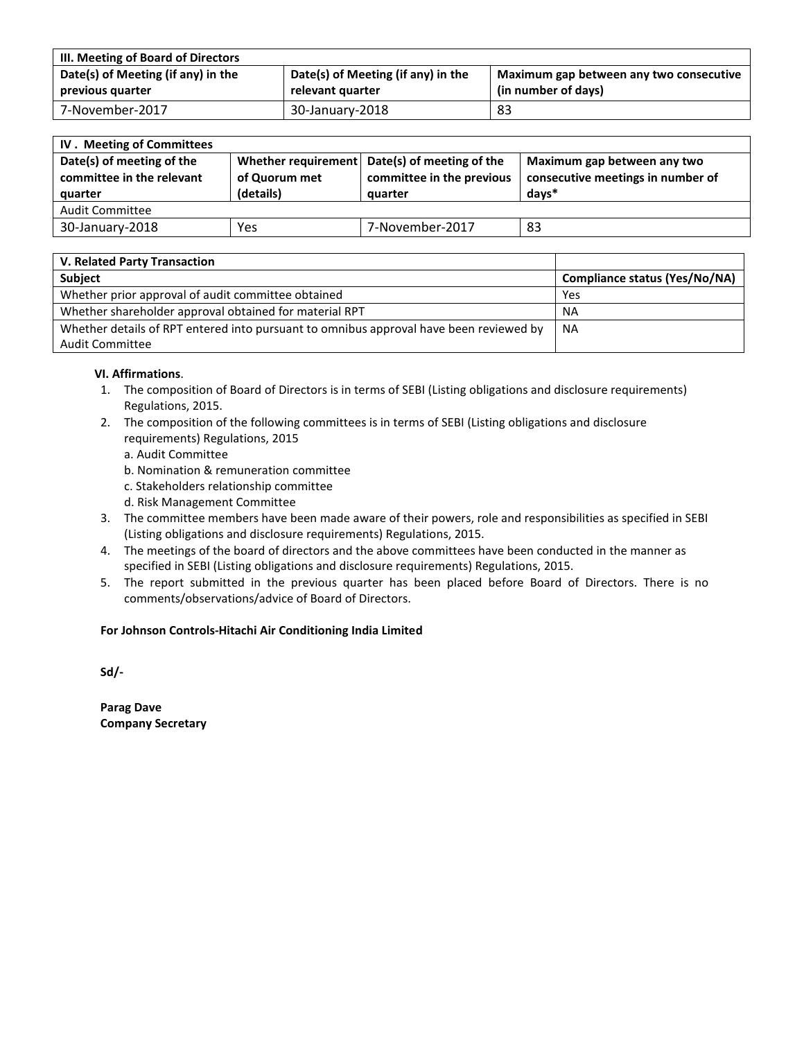| III. Meeting of Board of Directors | | |
|---|---|---|
| **Date(s) of Meeting (if any) in the previous quarter** | **Date(s) of Meeting (if any) in the relevant quarter** | **Maximum gap between any two consecutive (in number of days)** |
| 7-November-2017 | 30-January-2018 | 83 |

| IV . Meeting of Committees | | | |
|---|---|---|---|
| **Date(s) of meeting of the committee in the relevant quarter** | **Whether requirement of Quorum met (details)** | **Date(s) of meeting of the committee in the previous quarter** | **Maximum gap between any two consecutive meetings in number of days*** |
| Audit Committee | | | |
| 30-January-2018 | Yes | 7-November-2017 | 83 |

| V. Related Party Transaction | |
|---|---|
| **Subject** | **Compliance status (Yes/No/NA)** |
| Whether prior approval of audit committee obtained | Yes |
| Whether shareholder approval obtained for material RPT | NA |
| Whether details of RPT entered into pursuant to omnibus approval have been reviewed by Audit Committee | NA |

**VI. Affirmations**.

1. The composition of Board of Directors is in terms of SEBI (Listing obligations and disclosure requirements) Regulations, 2015.
2. The composition of the following committees is in terms of SEBI (Listing obligations and disclosure requirements) Regulations, 2015
   a. Audit Committee
   b. Nomination & remuneration committee
   c. Stakeholders relationship committee
   d. Risk Management Committee
3. The committee members have been made aware of their powers, role and responsibilities as specified in SEBI (Listing obligations and disclosure requirements) Regulations, 2015.
4. The meetings of the board of directors and the above committees have been conducted in the manner as specified in SEBI (Listing obligations and disclosure requirements) Regulations, 2015.
5. The report submitted in the previous quarter has been placed before Board of Directors. There is no comments/observations/advice of Board of Directors.

**For Johnson Controls-Hitachi Air Conditioning India Limited**

**Sd/-**

**Parag Dave**
**Company Secretary**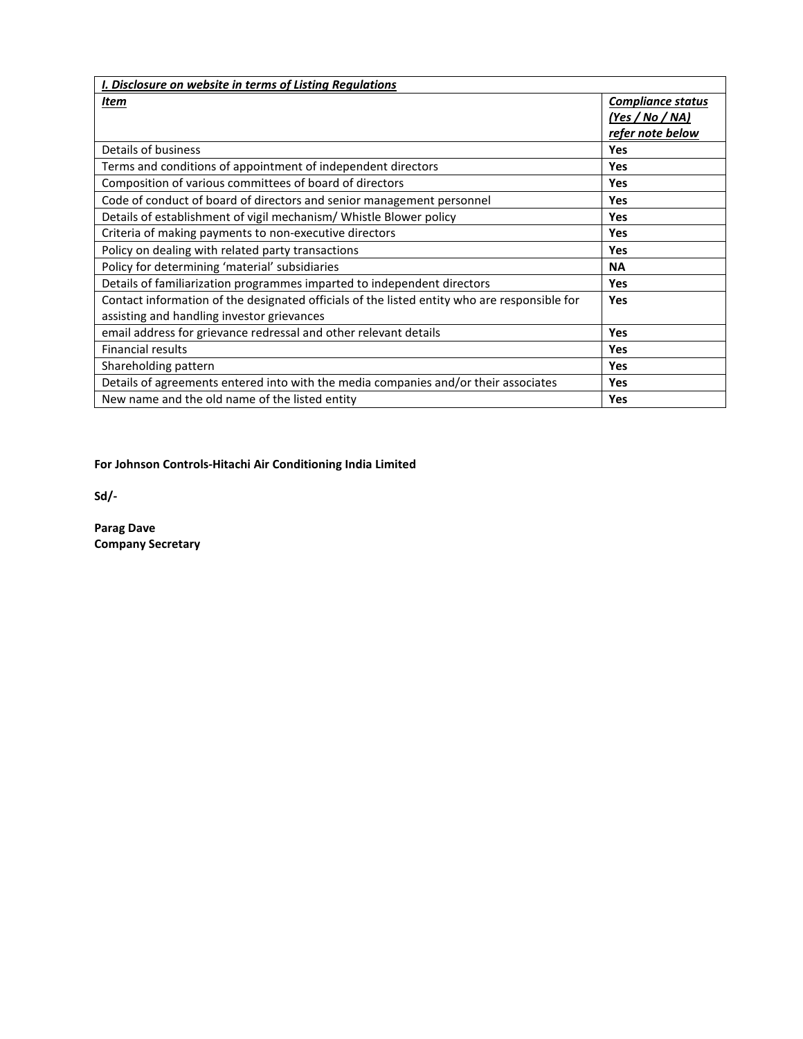| ***I. Disclosure on website in terms of Listing Regulations*** | |
|---|---|
| ***Item*** | ***Compliance status (Yes / No / NA) refer note below*** |
| Details of business | **Yes** |
| Terms and conditions of appointment of independent directors | **Yes** |
| Composition of various committees of board of directors | **Yes** |
| Code of conduct of board of directors and senior management personnel | **Yes** |
| Details of establishment of vigil mechanism/ Whistle Blower policy | **Yes** |
| Criteria of making payments to non-executive directors | **Yes** |
| Policy on dealing with related party transactions | **Yes** |
| Policy for determining 'material' subsidiaries | **NA** |
| Details of familiarization programmes imparted to independent directors | **Yes** |
| Contact information of the designated officials of the listed entity who are responsible for assisting and handling investor grievances | **Yes** |
| email address for grievance redressal and other relevant details | **Yes** |
| Financial results | **Yes** |
| Shareholding pattern | **Yes** |
| Details of agreements entered into with the media companies and/or their associates | **Yes** |
| New name and the old name of the listed entity | **Yes** |

**For Johnson Controls-Hitachi Air Conditioning India Limited**

**Sd/-**

**Parag Dave**
**Company Secretary**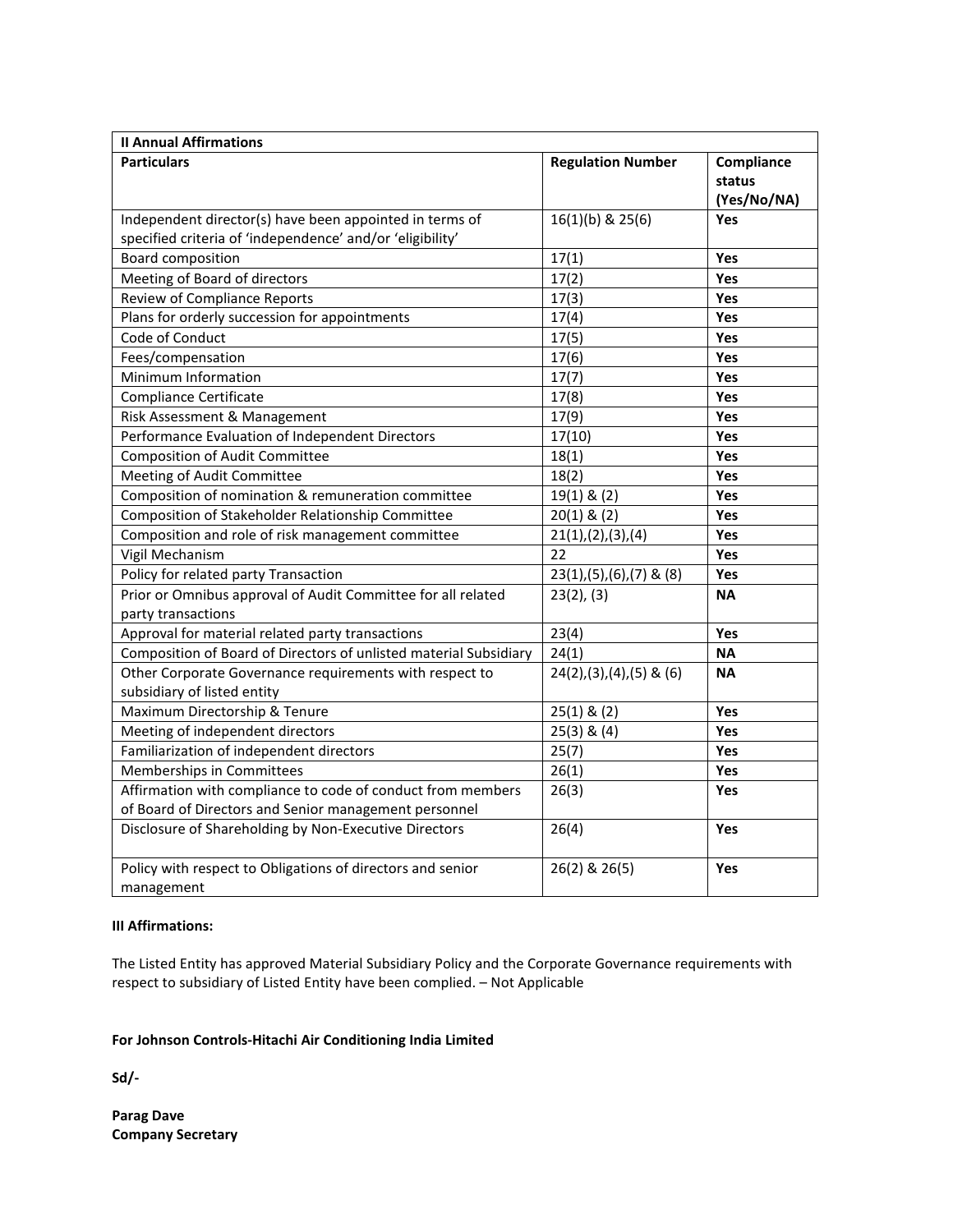| II Annual Affirmations | | |
|---|---|---|
| **Particulars** | **Regulation Number** | **Compliance status (Yes/No/NA)** |
| Independent director(s) have been appointed in terms of specified criteria of 'independence' and/or 'eligibility' | 16(1)(b) & 25(6) | **Yes** |
| Board composition | 17(1) | **Yes** |
| Meeting of Board of directors | 17(2) | **Yes** |
| Review of Compliance Reports | 17(3) | **Yes** |
| Plans for orderly succession for appointments | 17(4) | **Yes** |
| Code of Conduct | 17(5) | **Yes** |
| Fees/compensation | 17(6) | **Yes** |
| Minimum Information | 17(7) | **Yes** |
| Compliance Certificate | 17(8) | **Yes** |
| Risk Assessment & Management | 17(9) | **Yes** |
| Performance Evaluation of Independent Directors | 17(10) | **Yes** |
| Composition of Audit Committee | 18(1) | **Yes** |
| Meeting of Audit Committee | 18(2) | **Yes** |
| Composition of nomination & remuneration committee | 19(1) & (2) | **Yes** |
| Composition of Stakeholder Relationship Committee | 20(1) & (2) | **Yes** |
| Composition and role of risk management committee | 21(1),(2),(3),(4) | **Yes** |
| Vigil Mechanism | 22 | **Yes** |
| Policy for related party Transaction | 23(1),(5),(6),(7) & (8) | **Yes** |
| Prior or Omnibus approval of Audit Committee for all related party transactions | 23(2), (3) | **NA** |
| Approval for material related party transactions | 23(4) | **Yes** |
| Composition of Board of Directors of unlisted material Subsidiary | 24(1) | **NA** |
| Other Corporate Governance requirements with respect to subsidiary of listed entity | 24(2),(3),(4),(5) & (6) | **NA** |
| Maximum Directorship & Tenure | 25(1) & (2) | **Yes** |
| Meeting of independent directors | 25(3) & (4) | **Yes** |
| Familiarization of independent directors | 25(7) | **Yes** |
| Memberships in Committees | 26(1) | **Yes** |
| Affirmation with compliance to code of conduct from members of Board of Directors and Senior management personnel | 26(3) | **Yes** |
| Disclosure of Shareholding by Non-Executive Directors | 26(4) | **Yes** |
| Policy with respect to Obligations of directors and senior management | 26(2) & 26(5) | **Yes** |

**III Affirmations:**

The Listed Entity has approved Material Subsidiary Policy and the Corporate Governance requirements with respect to subsidiary of Listed Entity have been complied. – Not Applicable

**For Johnson Controls-Hitachi Air Conditioning India Limited**

**Sd/-**

**Parag Dave**
**Company Secretary**